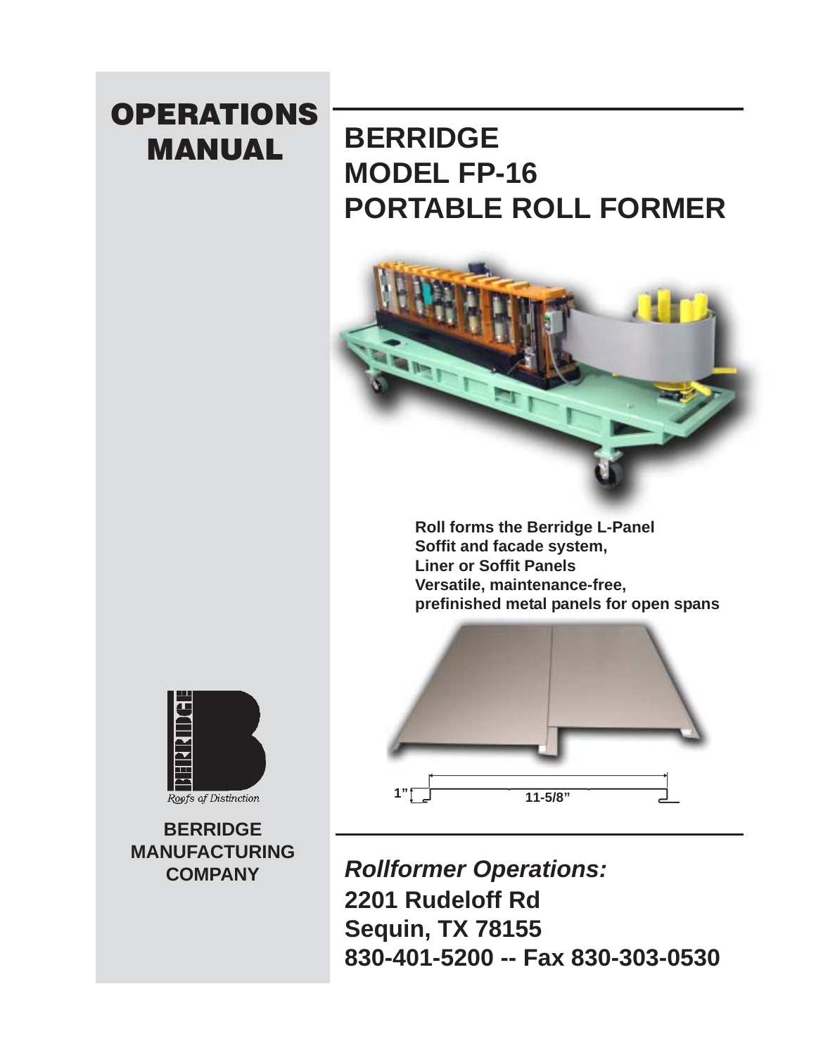# OPERATIONS MANUAL

# BERRIDGE MODEL FP-16 PORTABLE ROLL FORMER

**Roll forms the Berridge L-Panel Soffit and facade system, Liner or Soffit Panels Versatile, maintenance-free, prefinished metal panels for open spans**

1"

11-5/8"

Roofs of Distinction

**BERRIDGE MANUFACTURING COMPANY**

***Rollformer Operations:***

**2201 Rudeloff Rd**

**Sequin, TX 78155**

**830-401-5200 -- Fax 830-303-0530**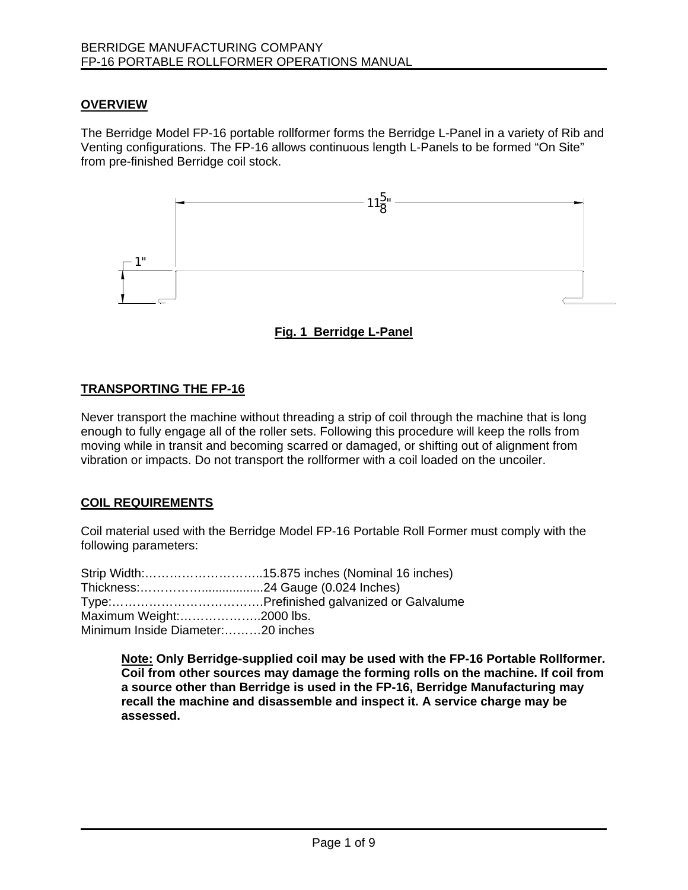## OVERVIEW

The Berridge Model FP-16 portable rollformer forms the Berridge L-Panel in a variety of Rib and Venting configurations. The FP-16 allows continuous length L-Panels to be formed "On Site" from pre-finished Berridge coil stock.

$11\frac{5}{8}$"

1"

**Fig. 1 Berridge L-Panel**

## TRANSPORTING THE FP-16

Never transport the machine without threading a strip of coil through the machine that is long enough to fully engage all of the roller sets. Following this procedure will keep the rolls from moving while in transit and becoming scarred or damaged, or shifting out of alignment from vibration or impacts. Do not transport the rollformer with a coil loaded on the uncoiler.

## COIL REQUIREMENTS

Coil material used with the Berridge Model FP-16 Portable Roll Former must comply with the following parameters:

Strip Width:………………………..15.875 inches (Nominal 16 inches)
Thickness:……………..................24 Gauge (0.024 Inches)
Type:……………………………….Prefinished galvanized or Galvalume
Maximum Weight:………………..2000 lbs.
Minimum Inside Diameter:………20 inches

> **Note: Only Berridge-supplied coil may be used with the FP-16 Portable Rollformer. Coil from other sources may damage the forming rolls on the machine. If coil from a source other than Berridge is used in the FP-16, Berridge Manufacturing may recall the machine and disassemble and inspect it. A service charge may be assessed.**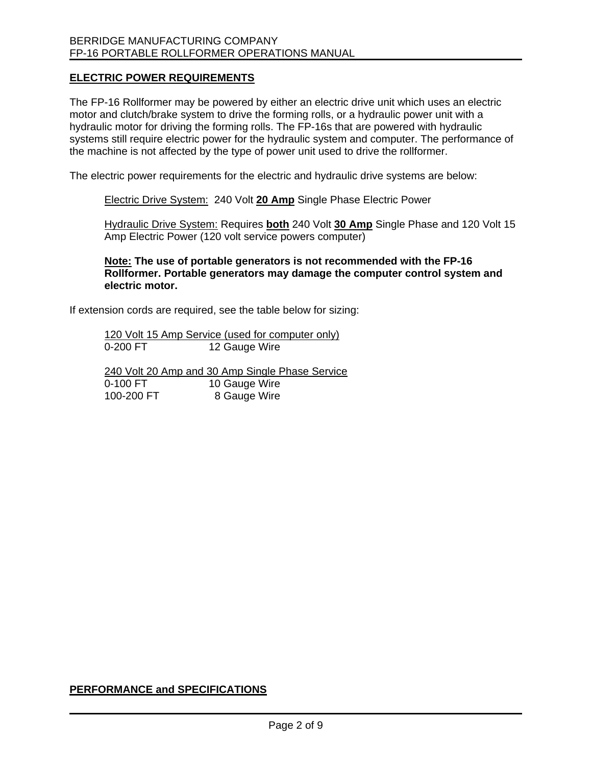## ELECTRIC POWER REQUIREMENTS

The FP-16 Rollformer may be powered by either an electric drive unit which uses an electric motor and clutch/brake system to drive the forming rolls, or a hydraulic power unit with a hydraulic motor for driving the forming rolls. The FP-16s that are powered with hydraulic systems still require electric power for the hydraulic system and computer. The performance of the machine is not affected by the type of power unit used to drive the rollformer.

The electric power requirements for the electric and hydraulic drive systems are below:

Electric Drive System: 240 Volt **20 Amp** Single Phase Electric Power

Hydraulic Drive System: Requires **both** 240 Volt **30 Amp** Single Phase and 120 Volt 15 Amp Electric Power (120 volt service powers computer)

**Note: The use of portable generators is not recommended with the FP-16 Rollformer. Portable generators may damage the computer control system and electric motor.**

If extension cords are required, see the table below for sizing:

| 120 Volt 15 Amp Service (used for computer only) | |
|---|---|
| 0-200 FT | 12 Gauge Wire |

| 240 Volt 20 Amp and 30 Amp Single Phase Service | |
|---|---|
| 0-100 FT | 10 Gauge Wire |
| 100-200 FT | 8 Gauge Wire |

## PERFORMANCE and SPECIFICATIONS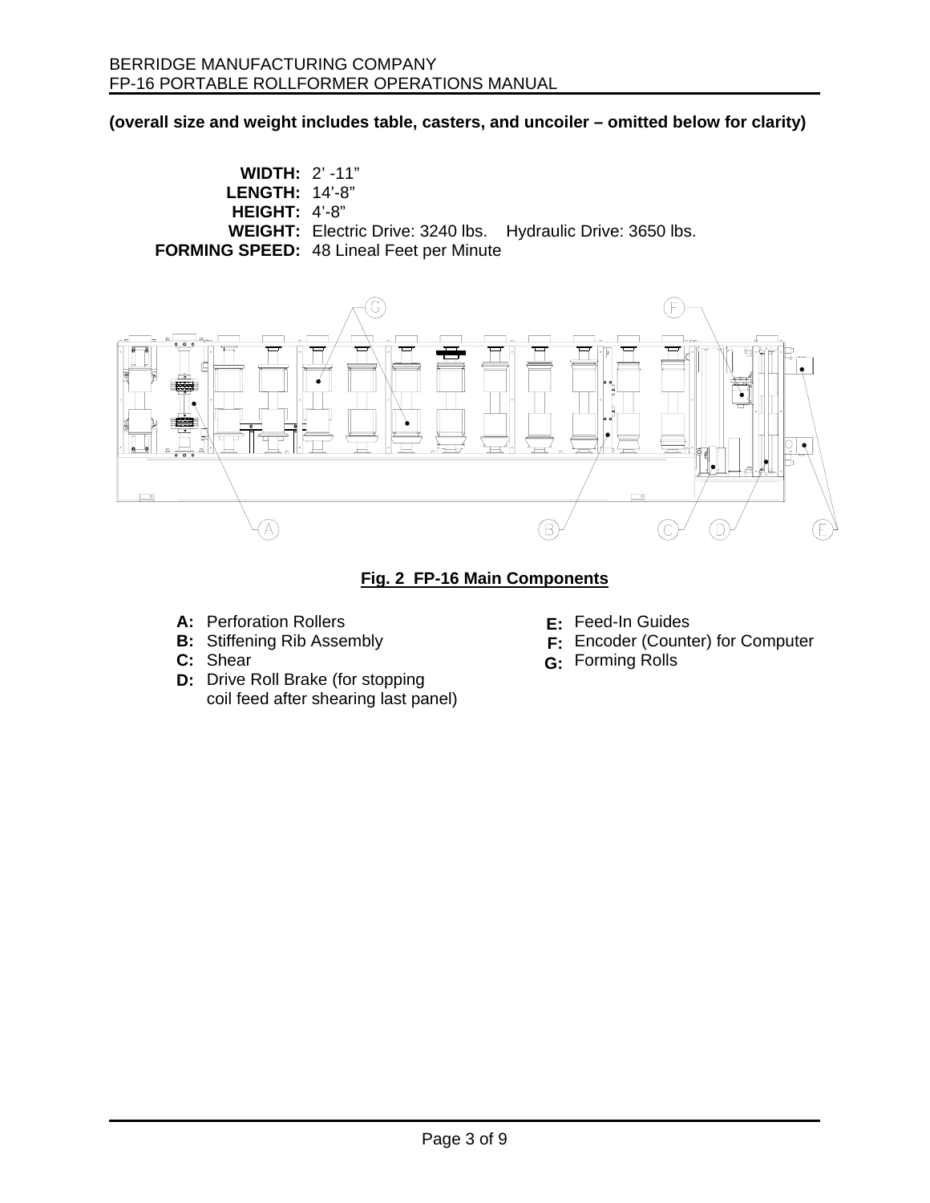**(overall size and weight includes table, casters, and uncoiler – omitted below for clarity)**

**WIDTH:** 2' -11"
**LENGTH:** 14'-8"
**HEIGHT:** 4'-8"
**WEIGHT:** Electric Drive: 3240 lbs. Hydraulic Drive: 3650 lbs.
**FORMING SPEED:** 48 Lineal Feet per Minute

G F

A B C D E

**Fig. 2 FP-16 Main Components**

**A:** Perforation Rollers
**B:** Stiffening Rib Assembly
**C:** Shear
**D:** Drive Roll Brake (for stopping coil feed after shearing last panel)
**E:** Feed-In Guides
**F:** Encoder (Counter) for Computer
**G:** Forming Rolls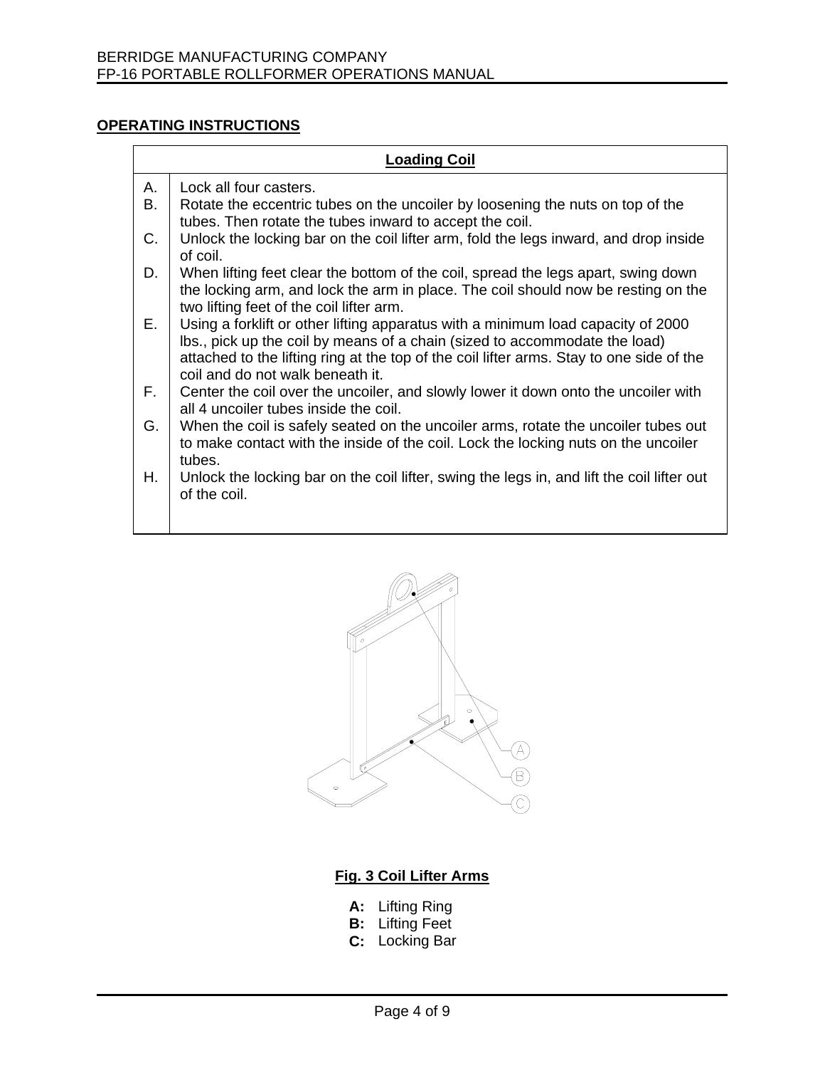## OPERATING INSTRUCTIONS

| Loading Coil | |
|---|---|
| A. | Lock all four casters. |
| B. | Rotate the eccentric tubes on the uncoiler by loosening the nuts on top of the tubes. Then rotate the tubes inward to accept the coil. |
| C. | Unlock the locking bar on the coil lifter arm, fold the legs inward, and drop inside of coil. |
| D. | When lifting feet clear the bottom of the coil, spread the legs apart, swing down the locking arm, and lock the arm in place. The coil should now be resting on the two lifting feet of the coil lifter arm. |
| E. | Using a forklift or other lifting apparatus with a minimum load capacity of 2000 lbs., pick up the coil by means of a chain (sized to accommodate the load) attached to the lifting ring at the top of the coil lifter arms. Stay to one side of the coil and do not walk beneath it. |
| F. | Center the coil over the uncoiler, and slowly lower it down onto the uncoiler with all 4 uncoiler tubes inside the coil. |
| G. | When the coil is safely seated on the uncoiler arms, rotate the uncoiler tubes out to make contact with the inside of the coil. Lock the locking nuts on the uncoiler tubes. |
| H. | Unlock the locking bar on the coil lifter, swing the legs in, and lift the coil lifter out of the coil. |

A
B
C

**Fig. 3 Coil Lifter Arms**

**A:** Lifting Ring
**B:** Lifting Feet
**C:** Locking Bar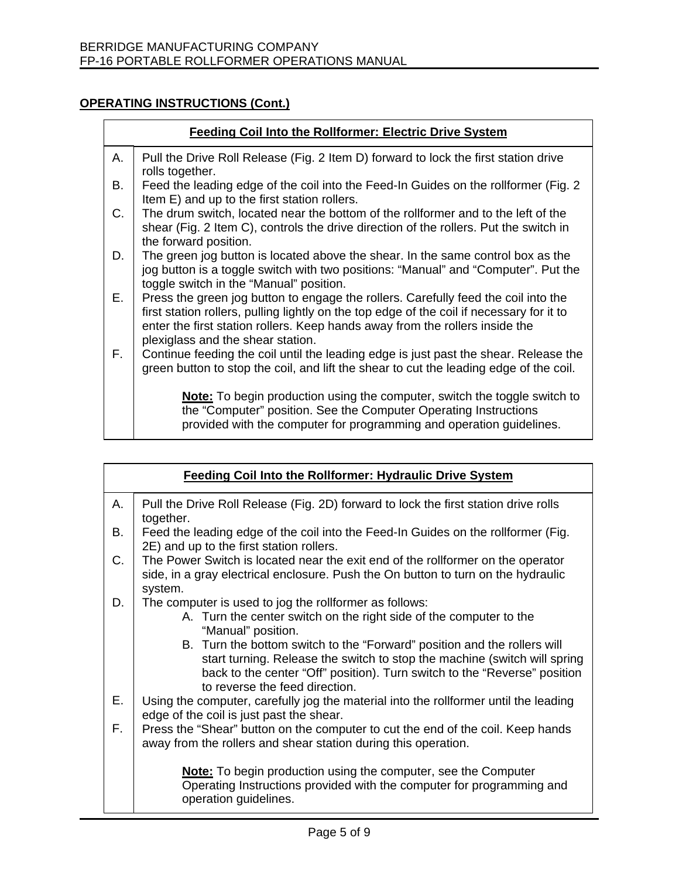## OPERATING INSTRUCTIONS (Cont.)

### Feeding Coil Into the Rollformer: Electric Drive System

A. Pull the Drive Roll Release (Fig. 2 Item D) forward to lock the first station drive rolls together.

B. Feed the leading edge of the coil into the Feed-In Guides on the rollformer (Fig. 2 Item E) and up to the first station rollers.

C. The drum switch, located near the bottom of the rollformer and to the left of the shear (Fig. 2 Item C), controls the drive direction of the rollers. Put the switch in the forward position.

D. The green jog button is located above the shear. In the same control box as the jog button is a toggle switch with two positions: "Manual" and "Computer". Put the toggle switch in the "Manual" position.

E. Press the green jog button to engage the rollers. Carefully feed the coil into the first station rollers, pulling lightly on the top edge of the coil if necessary for it to enter the first station rollers. Keep hands away from the rollers inside the plexiglass and the shear station.

F. Continue feeding the coil until the leading edge is just past the shear. Release the green button to stop the coil, and lift the shear to cut the leading edge of the coil.

> **Note:** To begin production using the computer, switch the toggle switch to the "Computer" position. See the Computer Operating Instructions provided with the computer for programming and operation guidelines.

### Feeding Coil Into the Rollformer: Hydraulic Drive System

A. Pull the Drive Roll Release (Fig. 2D) forward to lock the first station drive rolls together.

B. Feed the leading edge of the coil into the Feed-In Guides on the rollformer (Fig. 2E) and up to the first station rollers.

C. The Power Switch is located near the exit end of the rollformer on the operator side, in a gray electrical enclosure. Push the On button to turn on the hydraulic system.

D. The computer is used to jog the rollformer as follows:
   - A. Turn the center switch on the right side of the computer to the "Manual" position.
   - B. Turn the bottom switch to the "Forward" position and the rollers will start turning. Release the switch to stop the machine (switch will spring back to the center "Off" position). Turn switch to the "Reverse" position to reverse the feed direction.

E. Using the computer, carefully jog the material into the rollformer until the leading edge of the coil is just past the shear.

F. Press the "Shear" button on the computer to cut the end of the coil. Keep hands away from the rollers and shear station during this operation.

> **Note:** To begin production using the computer, see the Computer Operating Instructions provided with the computer for programming and operation guidelines.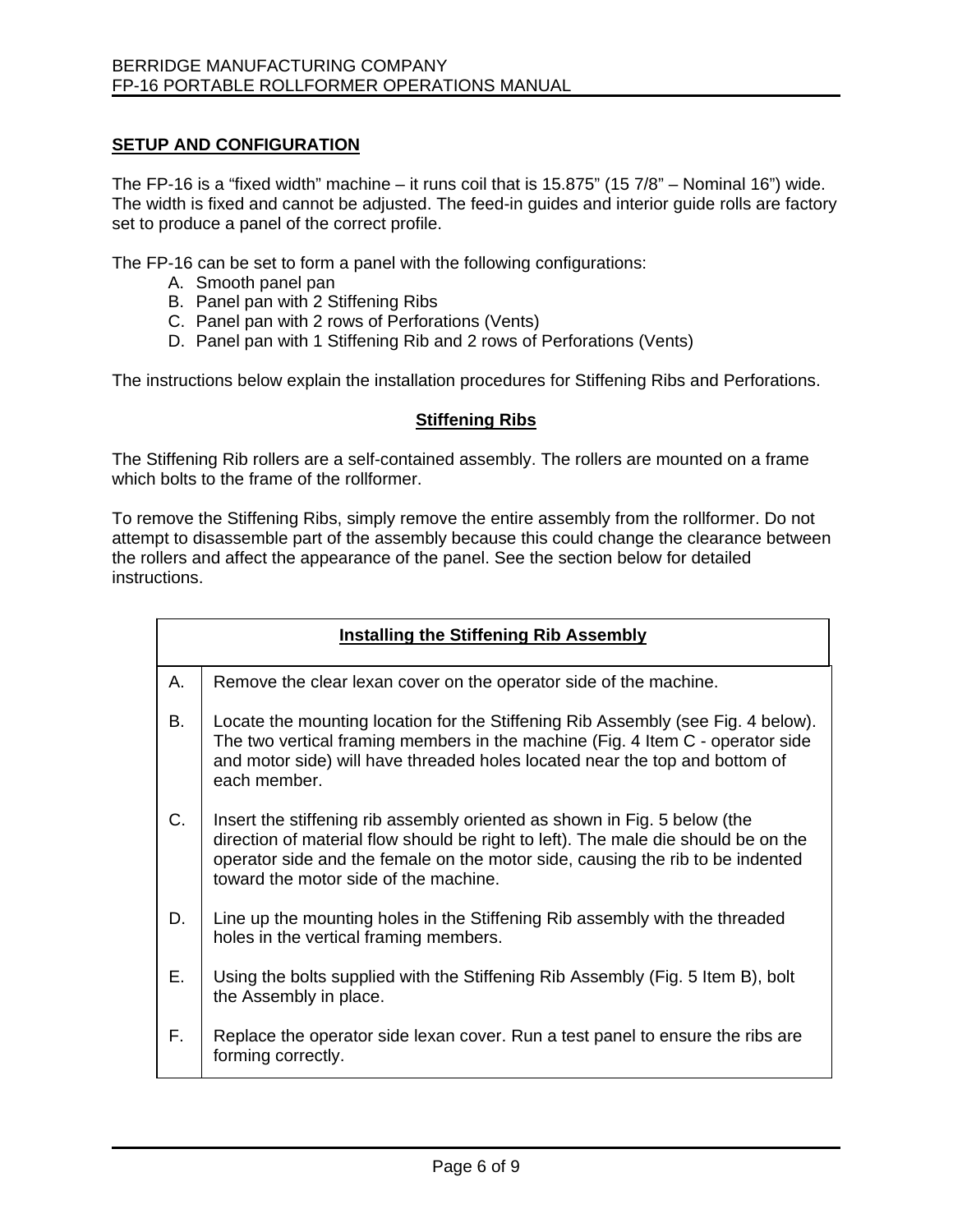## SETUP AND CONFIGURATION

The FP-16 is a "fixed width" machine – it runs coil that is 15.875" (15 7/8" – Nominal 16") wide. The width is fixed and cannot be adjusted. The feed-in guides and interior guide rolls are factory set to produce a panel of the correct profile.

The FP-16 can be set to form a panel with the following configurations:

A. Smooth panel pan
B. Panel pan with 2 Stiffening Ribs
C. Panel pan with 2 rows of Perforations (Vents)
D. Panel pan with 1 Stiffening Rib and 2 rows of Perforations (Vents)

The instructions below explain the installation procedures for Stiffening Ribs and Perforations.

### Stiffening Ribs

The Stiffening Rib rollers are a self-contained assembly. The rollers are mounted on a frame which bolts to the frame of the rollformer.

To remove the Stiffening Ribs, simply remove the entire assembly from the rollformer. Do not attempt to disassemble part of the assembly because this could change the clearance between the rollers and affect the appearance of the panel. See the section below for detailed instructions.

| **Installing the Stiffening Rib Assembly** | |
|---|---|
| A. | Remove the clear lexan cover on the operator side of the machine. |
| B. | Locate the mounting location for the Stiffening Rib Assembly (see Fig. 4 below). The two vertical framing members in the machine (Fig. 4 Item C - operator side and motor side) will have threaded holes located near the top and bottom of each member. |
| C. | Insert the stiffening rib assembly oriented as shown in Fig. 5 below (the direction of material flow should be right to left). The male die should be on the operator side and the female on the motor side, causing the rib to be indented toward the motor side of the machine. |
| D. | Line up the mounting holes in the Stiffening Rib assembly with the threaded holes in the vertical framing members. |
| E. | Using the bolts supplied with the Stiffening Rib Assembly (Fig. 5 Item B), bolt the Assembly in place. |
| F. | Replace the operator side lexan cover. Run a test panel to ensure the ribs are forming correctly. |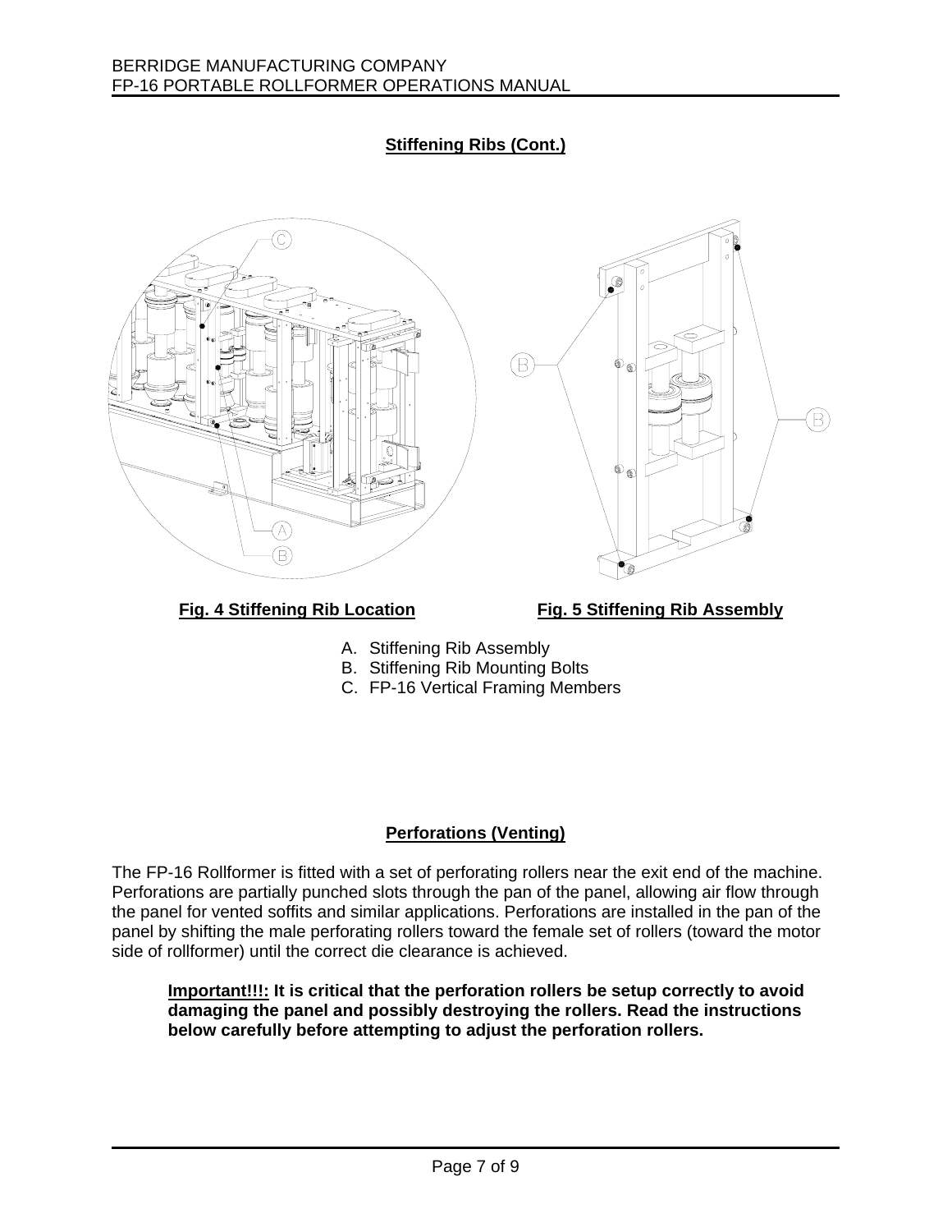## Stiffening Ribs (Cont.)

**Fig. 4 Stiffening Rib Location**

**Fig. 5 Stiffening Rib Assembly**

A. Stiffening Rib Assembly
B. Stiffening Rib Mounting Bolts
C. FP-16 Vertical Framing Members

## Perforations (Venting)

The FP-16 Rollformer is fitted with a set of perforating rollers near the exit end of the machine. Perforations are partially punched slots through the pan of the panel, allowing air flow through the panel for vented soffits and similar applications. Perforations are installed in the pan of the panel by shifting the male perforating rollers toward the female set of rollers (toward the motor side of rollformer) until the correct die clearance is achieved.

> **Important!!!: It is critical that the perforation rollers be setup correctly to avoid damaging the panel and possibly destroying the rollers. Read the instructions below carefully before attempting to adjust the perforation rollers.**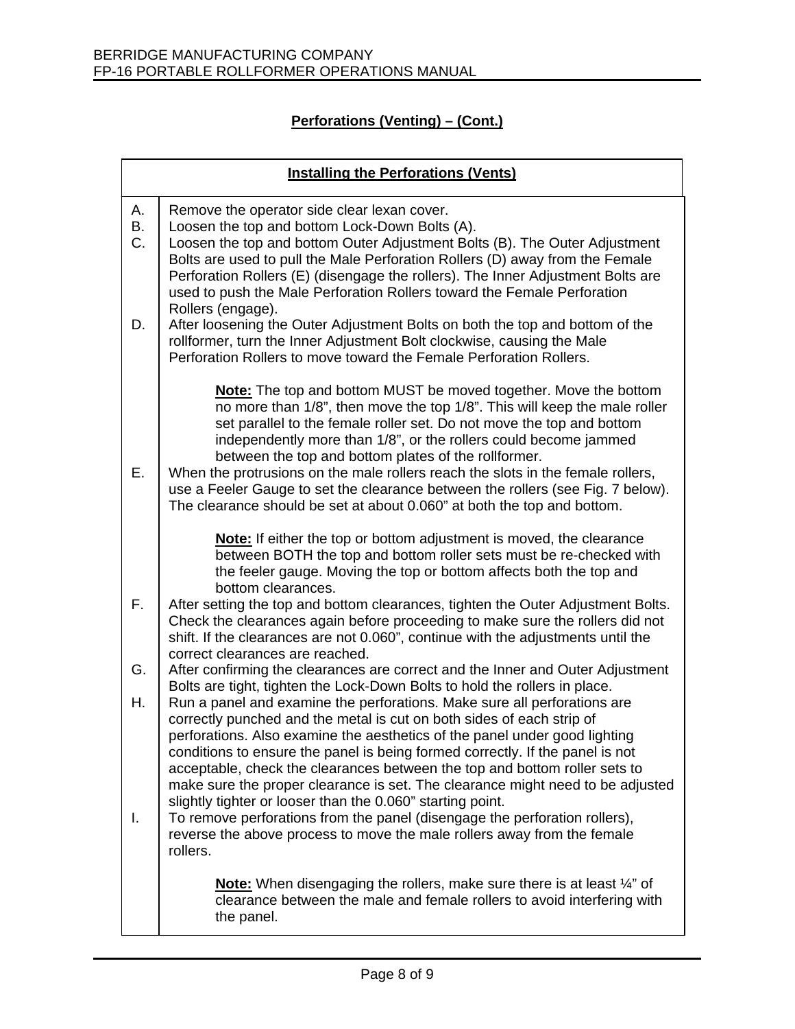## Perforations (Venting) – (Cont.)

| Installing the Perforations (Vents) | |
|---|---|
| A. | Remove the operator side clear lexan cover. |
| B. | Loosen the top and bottom Lock-Down Bolts (A). |
| C. | Loosen the top and bottom Outer Adjustment Bolts (B). The Outer Adjustment Bolts are used to pull the Male Perforation Rollers (D) away from the Female Perforation Rollers (E) (disengage the rollers). The Inner Adjustment Bolts are used to push the Male Perforation Rollers toward the Female Perforation Rollers (engage). |
| D. | After loosening the Outer Adjustment Bolts on both the top and bottom of the rollformer, turn the Inner Adjustment Bolt clockwise, causing the Male Perforation Rollers to move toward the Female Perforation Rollers.<br><br>**Note:** The top and bottom MUST be moved together. Move the bottom no more than 1/8", then move the top 1/8". This will keep the male roller set parallel to the female roller set. Do not move the top and bottom independently more than 1/8", or the rollers could become jammed between the top and bottom plates of the rollformer. |
| E. | When the protrusions on the male rollers reach the slots in the female rollers, use a Feeler Gauge to set the clearance between the rollers (see Fig. 7 below). The clearance should be set at about 0.060" at both the top and bottom.<br><br>**Note:** If either the top or bottom adjustment is moved, the clearance between BOTH the top and bottom roller sets must be re-checked with the feeler gauge. Moving the top or bottom affects both the top and bottom clearances. |
| F. | After setting the top and bottom clearances, tighten the Outer Adjustment Bolts. Check the clearances again before proceeding to make sure the rollers did not shift. If the clearances are not 0.060", continue with the adjustments until the correct clearances are reached. |
| G. | After confirming the clearances are correct and the Inner and Outer Adjustment Bolts are tight, tighten the Lock-Down Bolts to hold the rollers in place. |
| H. | Run a panel and examine the perforations. Make sure all perforations are correctly punched and the metal is cut on both sides of each strip of perforations. Also examine the aesthetics of the panel under good lighting conditions to ensure the panel is being formed correctly. If the panel is not acceptable, check the clearances between the top and bottom roller sets to make sure the proper clearance is set. The clearance might need to be adjusted slightly tighter or looser than the 0.060" starting point. |
| I. | To remove perforations from the panel (disengage the perforation rollers), reverse the above process to move the male rollers away from the female rollers.<br><br>**Note:** When disengaging the rollers, make sure there is at least ¼" of clearance between the male and female rollers to avoid interfering with the panel. |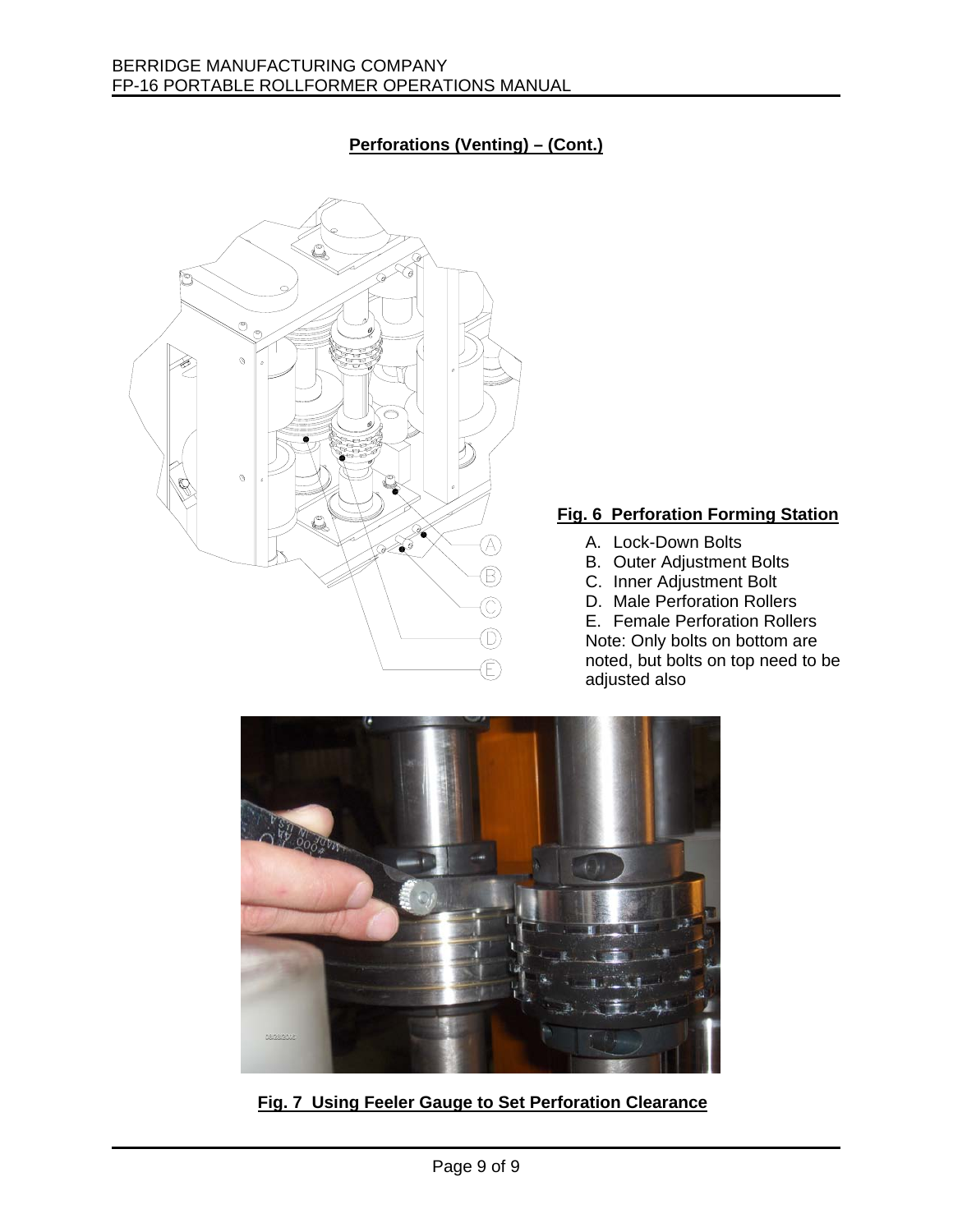## Perforations (Venting) – (Cont.)

A
B
C
D
E

**Fig. 6 Perforation Forming Station**

A. Lock-Down Bolts
B. Outer Adjustment Bolts
C. Inner Adjustment Bolt
D. Male Perforation Rollers
E. Female Perforation Rollers

Note: Only bolts on bottom are noted, but bolts on top need to be adjusted also

**Fig. 7 Using Feeler Gauge to Set Perforation Clearance**